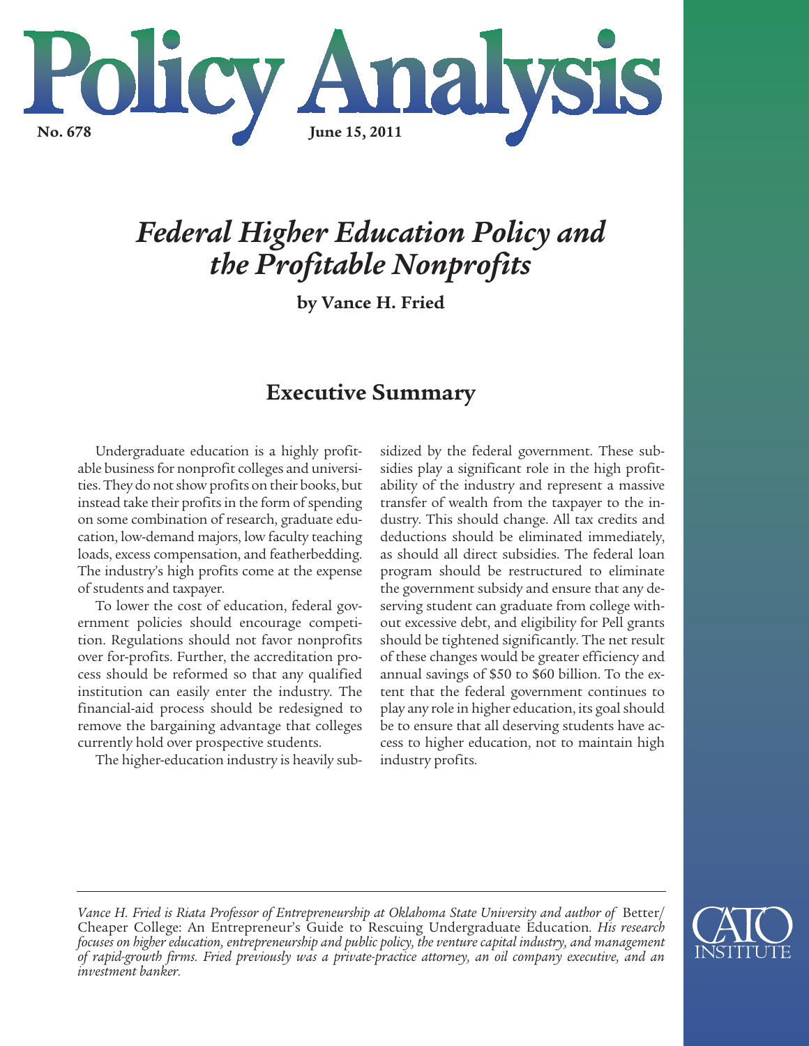# Policy Analysis

**No. 678** **June 15, 2011**

# *Federal Higher Education Policy and the Profitable Nonprofits*

**by Vance H. Fried**

## Executive Summary

Undergraduate education is a highly profitable business for nonprofit colleges and universities. They do not show profits on their books, but instead take their profits in the form of spending on some combination of research, graduate education, low-demand majors, low faculty teaching loads, excess compensation, and featherbedding. The industry's high profits come at the expense of students and taxpayer.

To lower the cost of education, federal government policies should encourage competition. Regulations should not favor nonprofits over for-profits. Further, the accreditation process should be reformed so that any qualified institution can easily enter the industry. The financial-aid process should be redesigned to remove the bargaining advantage that colleges currently hold over prospective students.

The higher-education industry is heavily subsidized by the federal government. These subsidies play a significant role in the high profitability of the industry and represent a massive transfer of wealth from the taxpayer to the industry. This should change. All tax credits and deductions should be eliminated immediately, as should all direct subsidies. The federal loan program should be restructured to eliminate the government subsidy and ensure that any deserving student can graduate from college without excessive debt, and eligibility for Pell grants should be tightened significantly. The net result of these changes would be greater efficiency and annual savings of $50 to $60 billion. To the extent that the federal government continues to play any role in higher education, its goal should be to ensure that all deserving students have access to higher education, not to maintain high industry profits.

---

*Vance H. Fried is Riata Professor of Entrepreneurship at Oklahoma State University and author of* Better/Cheaper College: An Entrepreneur's Guide to Rescuing Undergraduate Education. *His research focuses on higher education, entrepreneurship and public policy, the venture capital industry, and management of rapid-growth firms. Fried previously was a private-practice attorney, an oil company executive, and an investment banker.*

CATO INSTITUTE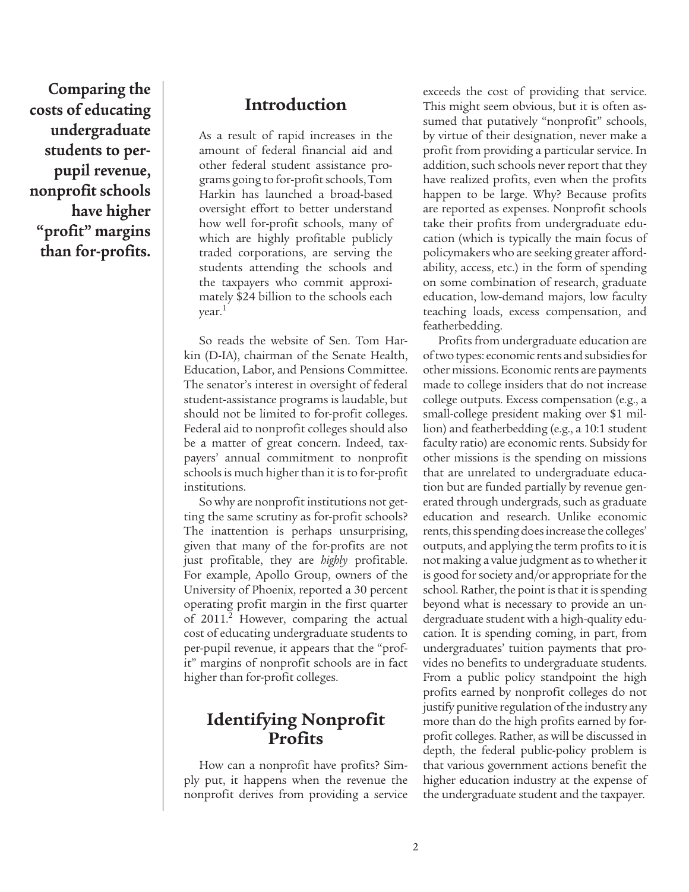**Comparing the costs of educating undergraduate students to per-pupil revenue, nonprofit schools have higher "profit" margins than for-profits.**

## Introduction

> As a result of rapid increases in the amount of federal financial aid and other federal student assistance programs going to for-profit schools, Tom Harkin has launched a broad-based oversight effort to better understand how well for-profit schools, many of which are highly profitable publicly traded corporations, are serving the students attending the schools and the taxpayers who commit approximately $24 billion to the schools each year.[1]

So reads the website of Sen. Tom Harkin (D-IA), chairman of the Senate Health, Education, Labor, and Pensions Committee. The senator's interest in oversight of federal student-assistance programs is laudable, but should not be limited to for-profit colleges. Federal aid to nonprofit colleges should also be a matter of great concern. Indeed, taxpayers' annual commitment to nonprofit schools is much higher than it is to for-profit institutions.

So why are nonprofit institutions not getting the same scrutiny as for-profit schools? The inattention is perhaps unsurprising, given that many of the for-profits are not just profitable, they are *highly* profitable. For example, Apollo Group, owners of the University of Phoenix, reported a 30 percent operating profit margin in the first quarter of 2011.[2] However, comparing the actual cost of educating undergraduate students to per-pupil revenue, it appears that the "profit" margins of nonprofit schools are in fact higher than for-profit colleges.

## Identifying Nonprofit Profits

How can a nonprofit have profits? Simply put, it happens when the revenue the nonprofit derives from providing a service exceeds the cost of providing that service. This might seem obvious, but it is often assumed that putatively "nonprofit" schools, by virtue of their designation, never make a profit from providing a particular service. In addition, such schools never report that they have realized profits, even when the profits happen to be large. Why? Because profits are reported as expenses. Nonprofit schools take their profits from undergraduate education (which is typically the main focus of policymakers who are seeking greater affordability, access, etc.) in the form of spending on some combination of research, graduate education, low-demand majors, low faculty teaching loads, excess compensation, and featherbedding.

Profits from undergraduate education are of two types: economic rents and subsidies for other missions. Economic rents are payments made to college insiders that do not increase college outputs. Excess compensation (e.g., a small-college president making over $1 million) and featherbedding (e.g., a 10:1 student faculty ratio) are economic rents. Subsidy for other missions is the spending on missions that are unrelated to undergraduate education but are funded partially by revenue generated through undergrads, such as graduate education and research. Unlike economic rents, this spending does increase the colleges' outputs, and applying the term profits to it is not making a value judgment as to whether it is good for society and/or appropriate for the school. Rather, the point is that it is spending beyond what is necessary to provide an undergraduate student with a high-quality education. It is spending coming, in part, from undergraduates' tuition payments that provides no benefits to undergraduate students. From a public policy standpoint the high profits earned by nonprofit colleges do not justify punitive regulation of the industry any more than do the high profits earned by for-profit colleges. Rather, as will be discussed in depth, the federal public-policy problem is that various government actions benefit the higher education industry at the expense of the undergraduate student and the taxpayer.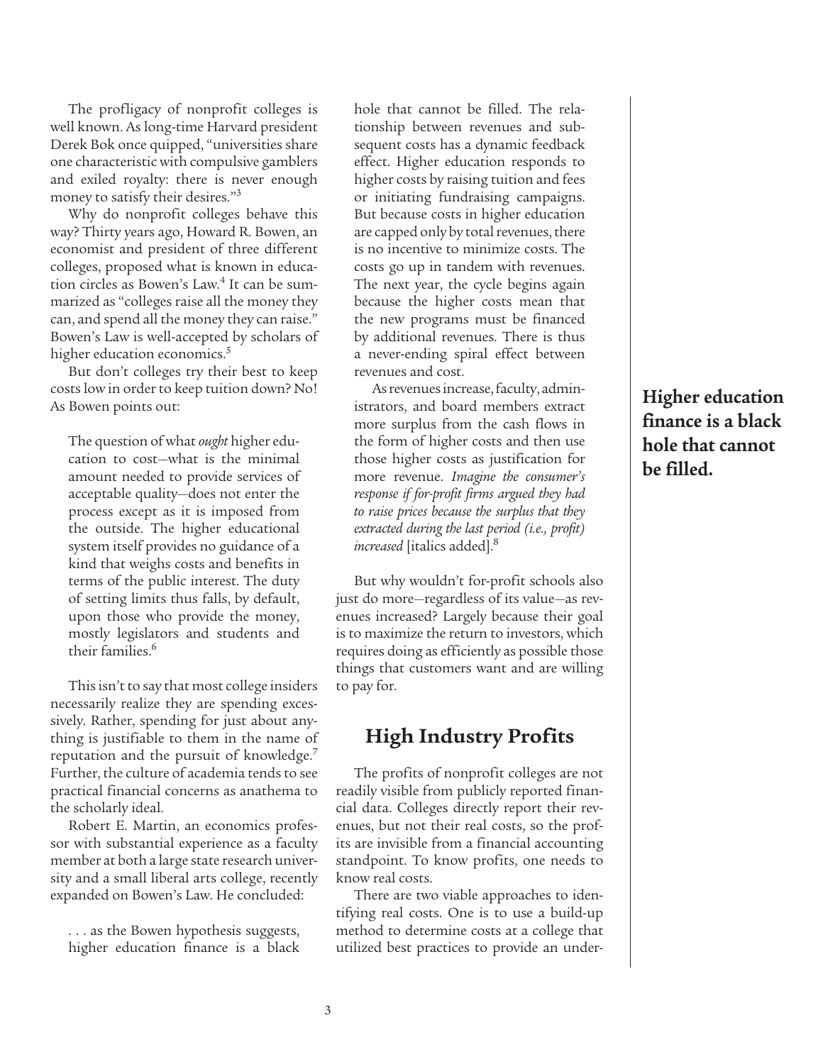The profligacy of nonprofit colleges is well known. As long-time Harvard president Derek Bok once quipped, "universities share one characteristic with compulsive gamblers and exiled royalty: there is never enough money to satisfy their desires."[3]

Why do nonprofit colleges behave this way? Thirty years ago, Howard R. Bowen, an economist and president of three different colleges, proposed what is known in education circles as Bowen's Law.[4] It can be summarized as "colleges raise all the money they can, and spend all the money they can raise." Bowen's Law is well-accepted by scholars of higher education economics.[5]

But don't colleges try their best to keep costs low in order to keep tuition down? No! As Bowen points out:

> The question of what *ought* higher education to cost—what is the minimal amount needed to provide services of acceptable quality—does not enter the process except as it is imposed from the outside. The higher educational system itself provides no guidance of a kind that weighs costs and benefits in terms of the public interest. The duty of setting limits thus falls, by default, upon those who provide the money, mostly legislators and students and their families.[6]

This isn't to say that most college insiders necessarily realize they are spending excessively. Rather, spending for just about anything is justifiable to them in the name of reputation and the pursuit of knowledge.[7] Further, the culture of academia tends to see practical financial concerns as anathema to the scholarly ideal.

Robert E. Martin, an economics professor with substantial experience as a faculty member at both a large state research university and a small liberal arts college, recently expanded on Bowen's Law. He concluded:

> . . . as the Bowen hypothesis suggests, higher education finance is a black hole that cannot be filled. The relationship between revenues and subsequent costs has a dynamic feedback effect. Higher education responds to higher costs by raising tuition and fees or initiating fundraising campaigns. But because costs in higher education are capped only by total revenues, there is no incentive to minimize costs. The costs go up in tandem with revenues. The next year, the cycle begins again because the higher costs mean that the new programs must be financed by additional revenues. There is thus a never-ending spiral effect between revenues and cost.
>
> As revenues increase, faculty, administrators, and board members extract more surplus from the cash flows in the form of higher costs and then use those higher costs as justification for more revenue. *Imagine the consumer's response if for-profit firms argued they had to raise prices because the surplus that they extracted during the last period (i.e., profit) increased* [italics added].[8]

But why wouldn't for-profit schools also just do more—regardless of its value—as revenues increased? Largely because their goal is to maximize the return to investors, which requires doing as efficiently as possible those things that customers want and are willing to pay for.

**Higher education finance is a black hole that cannot be filled.**

## High Industry Profits

The profits of nonprofit colleges are not readily visible from publicly reported financial data. Colleges directly report their revenues, but not their real costs, so the profits are invisible from a financial accounting standpoint. To know profits, one needs to know real costs.

There are two viable approaches to identifying real costs. One is to use a build-up method to determine costs at a college that utilized best practices to provide an under-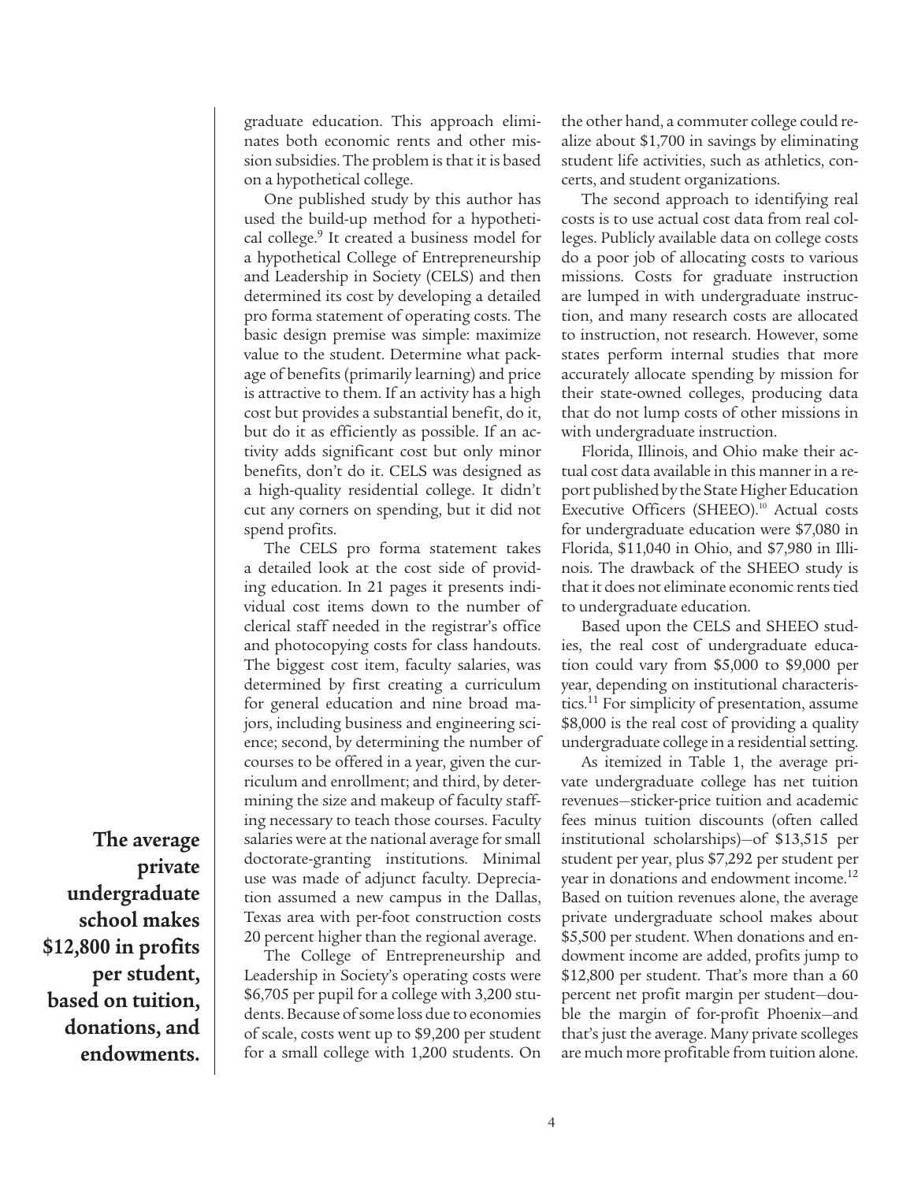graduate education. This approach eliminates both economic rents and other mission subsidies. The problem is that it is based on a hypothetical college.

One published study by this author has used the build-up method for a hypothetical college.[9] It created a business model for a hypothetical College of Entrepreneurship and Leadership in Society (CELS) and then determined its cost by developing a detailed pro forma statement of operating costs. The basic design premise was simple: maximize value to the student. Determine what package of benefits (primarily learning) and price is attractive to them. If an activity has a high cost but provides a substantial benefit, do it, but do it as efficiently as possible. If an activity adds significant cost but only minor benefits, don't do it. CELS was designed as a high-quality residential college. It didn't cut any corners on spending, but it did not spend profits.

The CELS pro forma statement takes a detailed look at the cost side of providing education. In 21 pages it presents individual cost items down to the number of clerical staff needed in the registrar's office and photocopying costs for class handouts. The biggest cost item, faculty salaries, was determined by first creating a curriculum for general education and nine broad majors, including business and engineering science; second, by determining the number of courses to be offered in a year, given the curriculum and enrollment; and third, by determining the size and makeup of faculty staffing necessary to teach those courses. Faculty salaries were at the national average for small doctorate-granting institutions. Minimal use was made of adjunct faculty. Depreciation assumed a new campus in the Dallas, Texas area with per-foot construction costs 20 percent higher than the regional average.

The College of Entrepreneurship and Leadership in Society's operating costs were $6,705 per pupil for a college with 3,200 students. Because of some loss due to economies of scale, costs went up to $9,200 per student for a small college with 1,200 students. On the other hand, a commuter college could realize about $1,700 in savings by eliminating student life activities, such as athletics, concerts, and student organizations.

The second approach to identifying real costs is to use actual cost data from real colleges. Publicly available data on college costs do a poor job of allocating costs to various missions. Costs for graduate instruction are lumped in with undergraduate instruction, and many research costs are allocated to instruction, not research. However, some states perform internal studies that more accurately allocate spending by mission for their state-owned colleges, producing data that do not lump costs of other missions in with undergraduate instruction.

Florida, Illinois, and Ohio make their actual cost data available in this manner in a report published by the State Higher Education Executive Officers (SHEEO).[10] Actual costs for undergraduate education were $7,080 in Florida, $11,040 in Ohio, and $7,980 in Illinois. The drawback of the SHEEO study is that it does not eliminate economic rents tied to undergraduate education.

Based upon the CELS and SHEEO studies, the real cost of undergraduate education could vary from $5,000 to $9,000 per year, depending on institutional characteristics.[11] For simplicity of presentation, assume $8,000 is the real cost of providing a quality undergraduate college in a residential setting.

As itemized in Table 1, the average private undergraduate college has net tuition revenues—sticker-price tuition and academic fees minus tuition discounts (often called institutional scholarships)—of $13,515 per student per year, plus $7,292 per student per year in donations and endowment income.[12] Based on tuition revenues alone, the average private undergraduate school makes about $5,500 per student. When donations and endowment income are added, profits jump to $12,800 per student. That's more than a 60 percent net profit margin per student—double the margin of for-profit Phoenix—and that's just the average. Many private scolleges are much more profitable from tuition alone.

**The average private undergraduate school makes $12,800 in profits per student, based on tuition, donations, and endowments.**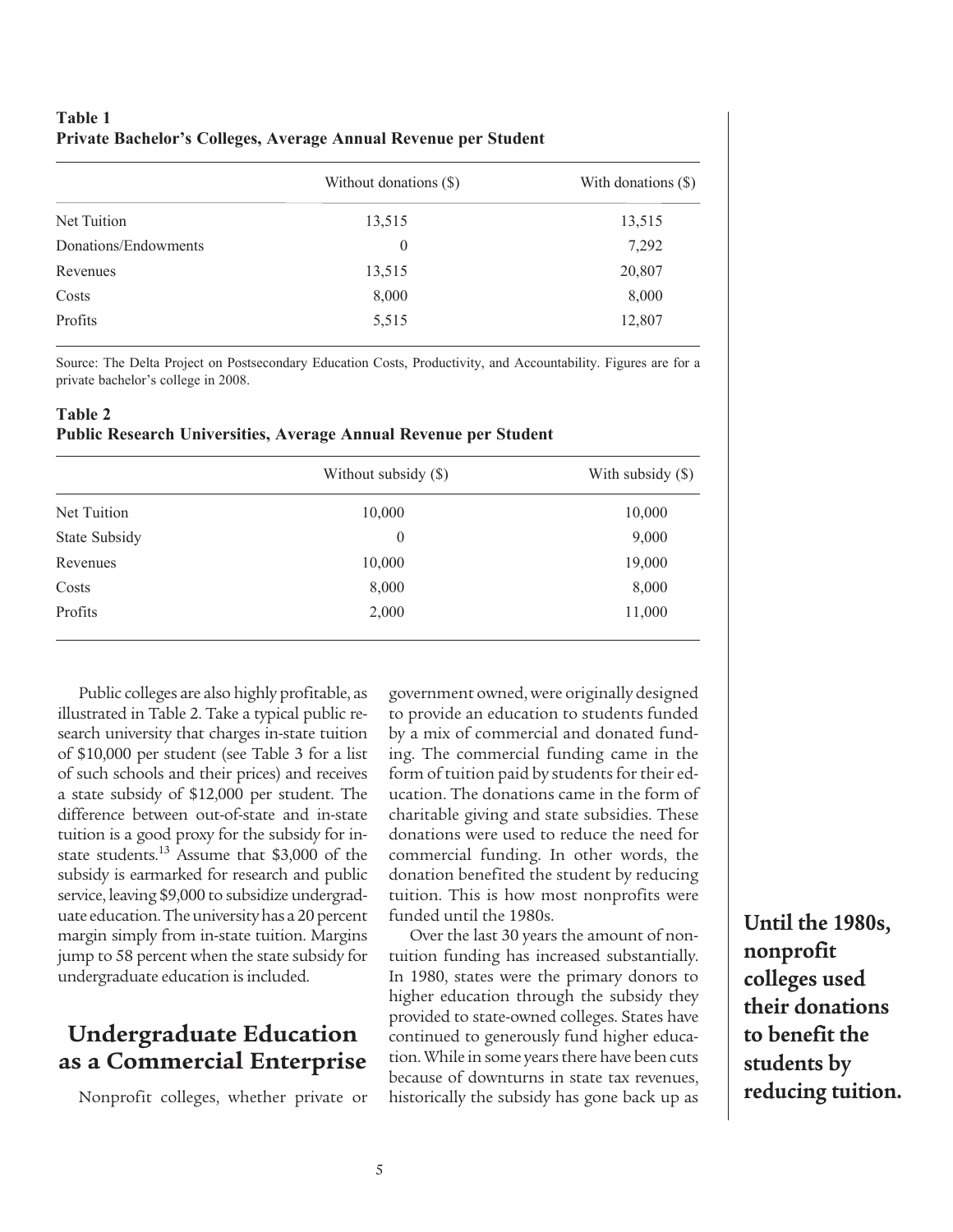**Table 1**
**Private Bachelor's Colleges, Average Annual Revenue per Student**

| | Without donations ($) | With donations ($) |
|---|---|---|
| Net Tuition | 13,515 | 13,515 |
| Donations/Endowments | 0 | 7,292 |
| Revenues | 13,515 | 20,807 |
| Costs | 8,000 | 8,000 |
| Profits | 5,515 | 12,807 |

Source: The Delta Project on Postsecondary Education Costs, Productivity, and Accountability. Figures are for a private bachelor's college in 2008.

**Table 2**
**Public Research Universities, Average Annual Revenue per Student**

| | Without subsidy ($) | With subsidy ($) |
|---|---|---|
| Net Tuition | 10,000 | 10,000 |
| State Subsidy | 0 | 9,000 |
| Revenues | 10,000 | 19,000 |
| Costs | 8,000 | 8,000 |
| Profits | 2,000 | 11,000 |

Public colleges are also highly profitable, as illustrated in Table 2. Take a typical public research university that charges in-state tuition of $10,000 per student (see Table 3 for a list of such schools and their prices) and receives a state subsidy of $12,000 per student. The difference between out-of-state and in-state tuition is a good proxy for the subsidy for in-state students.[13] Assume that $3,000 of the subsidy is earmarked for research and public service, leaving $9,000 to subsidize undergraduate education. The university has a 20 percent margin simply from in-state tuition. Margins jump to 58 percent when the state subsidy for undergraduate education is included.

## Undergraduate Education as a Commercial Enterprise

Nonprofit colleges, whether private or government owned, were originally designed to provide an education to students funded by a mix of commercial and donated funding. The commercial funding came in the form of tuition paid by students for their education. The donations came in the form of charitable giving and state subsidies. These donations were used to reduce the need for commercial funding. In other words, the donation benefited the student by reducing tuition. This is how most nonprofits were funded until the 1980s.

Over the last 30 years the amount of non-tuition funding has increased substantially. In 1980, states were the primary donors to higher education through the subsidy they provided to state-owned colleges. States have continued to generously fund higher education. While in some years there have been cuts because of downturns in state tax revenues, historically the subsidy has gone back up as

**Until the 1980s, nonprofit colleges used their donations to benefit the students by reducing tuition.**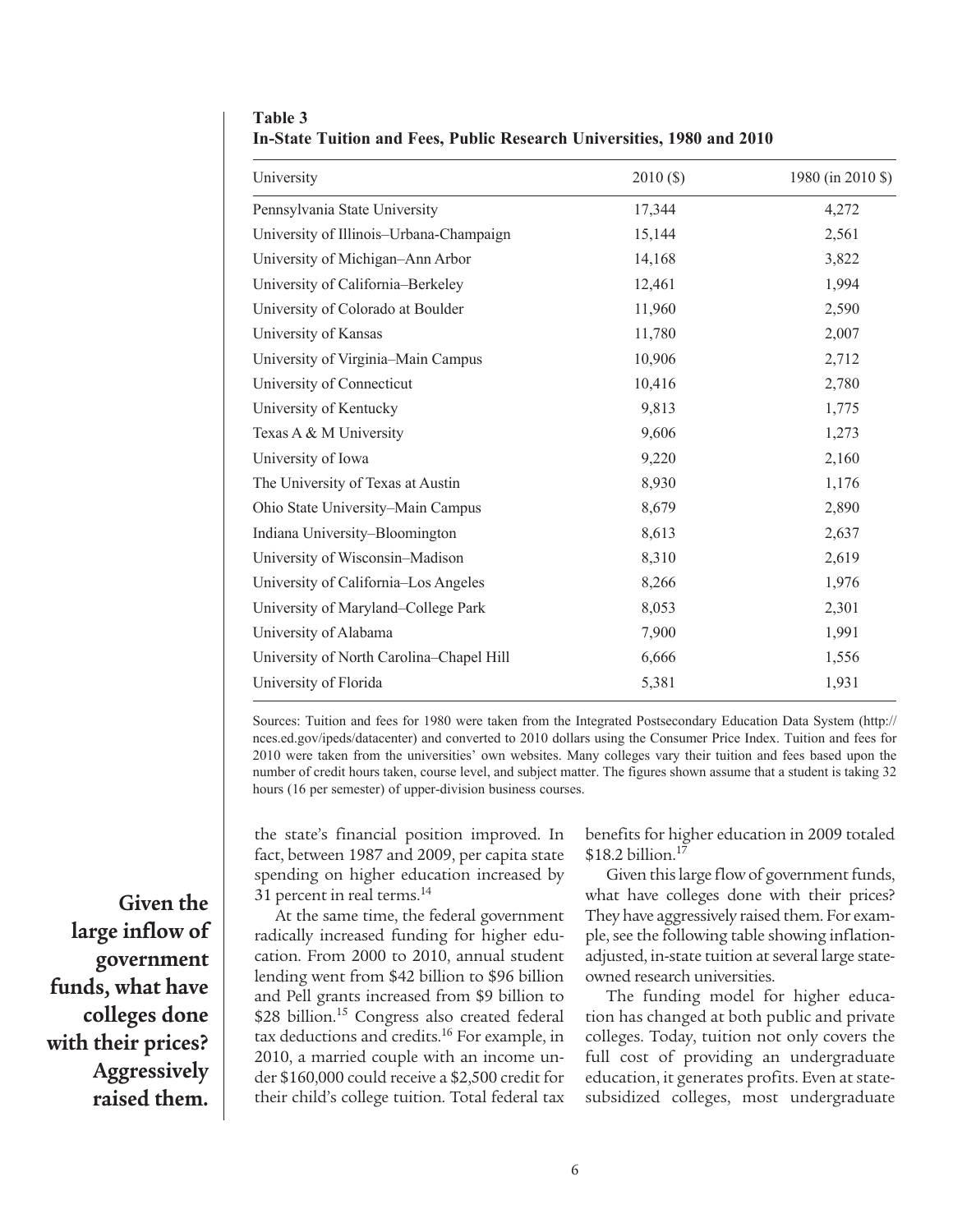**Table 3**
**In-State Tuition and Fees, Public Research Universities, 1980 and 2010**

| University | 2010 ($) | 1980 (in 2010 $) |
|---|---|---|
| Pennsylvania State University | 17,344 | 4,272 |
| University of Illinois–Urbana-Champaign | 15,144 | 2,561 |
| University of Michigan–Ann Arbor | 14,168 | 3,822 |
| University of California–Berkeley | 12,461 | 1,994 |
| University of Colorado at Boulder | 11,960 | 2,590 |
| University of Kansas | 11,780 | 2,007 |
| University of Virginia–Main Campus | 10,906 | 2,712 |
| University of Connecticut | 10,416 | 2,780 |
| University of Kentucky | 9,813 | 1,775 |
| Texas A & M University | 9,606 | 1,273 |
| University of Iowa | 9,220 | 2,160 |
| The University of Texas at Austin | 8,930 | 1,176 |
| Ohio State University–Main Campus | 8,679 | 2,890 |
| Indiana University–Bloomington | 8,613 | 2,637 |
| University of Wisconsin–Madison | 8,310 | 2,619 |
| University of California–Los Angeles | 8,266 | 1,976 |
| University of Maryland–College Park | 8,053 | 2,301 |
| University of Alabama | 7,900 | 1,991 |
| University of North Carolina–Chapel Hill | 6,666 | 1,556 |
| University of Florida | 5,381 | 1,931 |

Sources: Tuition and fees for 1980 were taken from the Integrated Postsecondary Education Data System (http://nces.ed.gov/ipeds/datacenter) and converted to 2010 dollars using the Consumer Price Index. Tuition and fees for 2010 were taken from the universities' own websites. Many colleges vary their tuition and fees based upon the number of credit hours taken, course level, and subject matter. The figures shown assume that a student is taking 32 hours (16 per semester) of upper-division business courses.

**Given the large inflow of government funds, what have colleges done with their prices? Aggressively raised them.**

the state's financial position improved. In fact, between 1987 and 2009, per capita state spending on higher education increased by 31 percent in real terms.[14]

At the same time, the federal government radically increased funding for higher education. From 2000 to 2010, annual student lending went from $42 billion to $96 billion and Pell grants increased from $9 billion to $28 billion.[15] Congress also created federal tax deductions and credits.[16] For example, in 2010, a married couple with an income under $160,000 could receive a $2,500 credit for their child's college tuition. Total federal tax benefits for higher education in 2009 totaled $18.2 billion.[17]

Given this large flow of government funds, what have colleges done with their prices? They have aggressively raised them. For example, see the following table showing inflation-adjusted, in-state tuition at several large state-owned research universities.

The funding model for higher education has changed at both public and private colleges. Today, tuition not only covers the full cost of providing an undergraduate education, it generates profits. Even at state-subsidized colleges, most undergraduate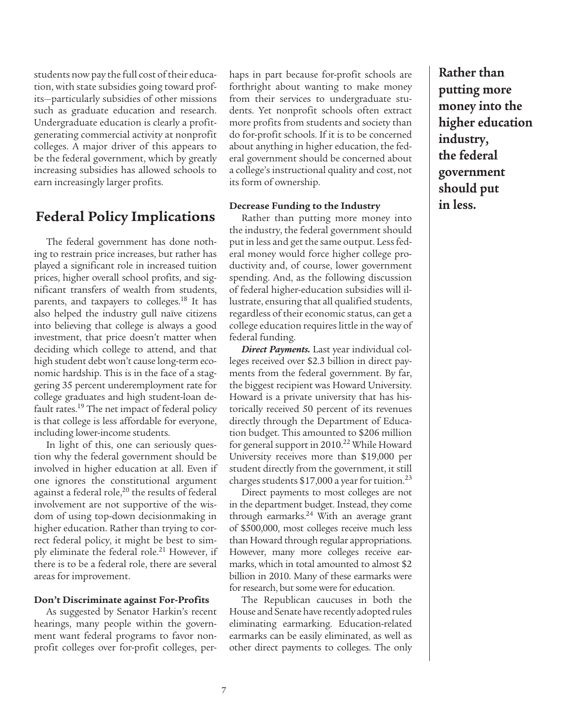students now pay the full cost of their education, with state subsidies going toward profits—particularly subsidies of other missions such as graduate education and research. Undergraduate education is clearly a profit-generating commercial activity at nonprofit colleges. A major driver of this appears to be the federal government, which by greatly increasing subsidies has allowed schools to earn increasingly larger profits.

## Federal Policy Implications

The federal government has done nothing to restrain price increases, but rather has played a significant role in increased tuition prices, higher overall school profits, and significant transfers of wealth from students, parents, and taxpayers to colleges.[18] It has also helped the industry gull naïve citizens into believing that college is always a good investment, that price doesn't matter when deciding which college to attend, and that high student debt won't cause long-term economic hardship. This is in the face of a staggering 35 percent underemployment rate for college graduates and high student-loan default rates.[19] The net impact of federal policy is that college is less affordable for everyone, including lower-income students.

In light of this, one can seriously question why the federal government should be involved in higher education at all. Even if one ignores the constitutional argument against a federal role,[20] the results of federal involvement are not supportive of the wisdom of using top-down decisionmaking in higher education. Rather than trying to correct federal policy, it might be best to simply eliminate the federal role.[21] However, if there is to be a federal role, there are several areas for improvement.

### Don't Discriminate against For-Profits

As suggested by Senator Harkin's recent hearings, many people within the government want federal programs to favor nonprofit colleges over for-profit colleges, perhaps in part because for-profit schools are forthright about wanting to make money from their services to undergraduate students. Yet nonprofit schools often extract more profits from students and society than do for-profit schools. If it is to be concerned about anything in higher education, the federal government should be concerned about a college's instructional quality and cost, not its form of ownership.

### Decrease Funding to the Industry

Rather than putting more money into the industry, the federal government should put in less and get the same output. Less federal money would force higher college productivity and, of course, lower government spending. And, as the following discussion of federal higher-education subsidies will illustrate, ensuring that all qualified students, regardless of their economic status, can get a college education requires little in the way of federal funding.

***Direct Payments.*** Last year individual colleges received over $2.3 billion in direct payments from the federal government. By far, the biggest recipient was Howard University. Howard is a private university that has historically received 50 percent of its revenues directly through the Department of Education budget. This amounted to $206 million for general support in 2010.[22] While Howard University receives more than $19,000 per student directly from the government, it still charges students $17,000 a year for tuition.[23]

Direct payments to most colleges are not in the department budget. Instead, they come through earmarks.[24] With an average grant of $500,000, most colleges receive much less than Howard through regular appropriations. However, many more colleges receive earmarks, which in total amounted to almost $2 billion in 2010. Many of these earmarks were for research, but some were for education.

The Republican caucuses in both the House and Senate have recently adopted rules eliminating earmarking. Education-related earmarks can be easily eliminated, as well as other direct payments to colleges. The only

**Rather than putting more money into the higher education industry, the federal government should put in less.**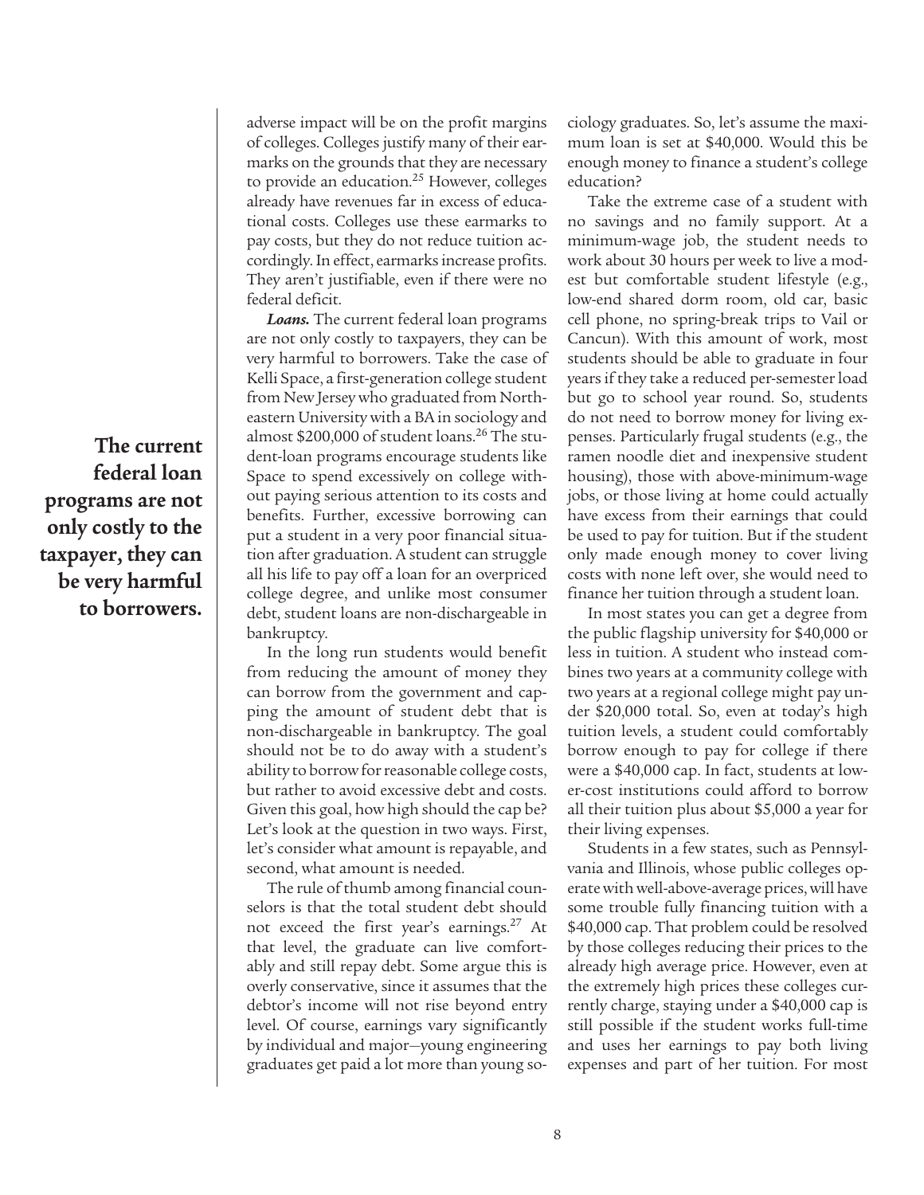adverse impact will be on the profit margins of colleges. Colleges justify many of their earmarks on the grounds that they are necessary to provide an education.[25] However, colleges already have revenues far in excess of educational costs. Colleges use these earmarks to pay costs, but they do not reduce tuition accordingly. In effect, earmarks increase profits. They aren't justifiable, even if there were no federal deficit.

***Loans.*** The current federal loan programs are not only costly to taxpayers, they can be very harmful to borrowers. Take the case of Kelli Space, a first-generation college student from New Jersey who graduated from Northeastern University with a BA in sociology and almost $200,000 of student loans.[26] The student-loan programs encourage students like Space to spend excessively on college without paying serious attention to its costs and benefits. Further, excessive borrowing can put a student in a very poor financial situation after graduation. A student can struggle all his life to pay off a loan for an overpriced college degree, and unlike most consumer debt, student loans are non-dischargeable in bankruptcy.

**The current federal loan programs are not only costly to the taxpayer, they can be very harmful to borrowers.**

In the long run students would benefit from reducing the amount of money they can borrow from the government and capping the amount of student debt that is non-dischargeable in bankruptcy. The goal should not be to do away with a student's ability to borrow for reasonable college costs, but rather to avoid excessive debt and costs. Given this goal, how high should the cap be? Let's look at the question in two ways. First, let's consider what amount is repayable, and second, what amount is needed.

The rule of thumb among financial counselors is that the total student debt should not exceed the first year's earnings.[27] At that level, the graduate can live comfortably and still repay debt. Some argue this is overly conservative, since it assumes that the debtor's income will not rise beyond entry level. Of course, earnings vary significantly by individual and major—young engineering graduates get paid a lot more than young sociology graduates. So, let's assume the maximum loan is set at $40,000. Would this be enough money to finance a student's college education?

Take the extreme case of a student with no savings and no family support. At a minimum-wage job, the student needs to work about 30 hours per week to live a modest but comfortable student lifestyle (e.g., low-end shared dorm room, old car, basic cell phone, no spring-break trips to Vail or Cancun). With this amount of work, most students should be able to graduate in four years if they take a reduced per-semester load but go to school year round. So, students do not need to borrow money for living expenses. Particularly frugal students (e.g., the ramen noodle diet and inexpensive student housing), those with above-minimum-wage jobs, or those living at home could actually have excess from their earnings that could be used to pay for tuition. But if the student only made enough money to cover living costs with none left over, she would need to finance her tuition through a student loan.

In most states you can get a degree from the public flagship university for $40,000 or less in tuition. A student who instead combines two years at a community college with two years at a regional college might pay under $20,000 total. So, even at today's high tuition levels, a student could comfortably borrow enough to pay for college if there were a $40,000 cap. In fact, students at lower-cost institutions could afford to borrow all their tuition plus about $5,000 a year for their living expenses.

Students in a few states, such as Pennsylvania and Illinois, whose public colleges operate with well-above-average prices, will have some trouble fully financing tuition with a $40,000 cap. That problem could be resolved by those colleges reducing their prices to the already high average price. However, even at the extremely high prices these colleges currently charge, staying under a $40,000 cap is still possible if the student works full-time and uses her earnings to pay both living expenses and part of her tuition. For most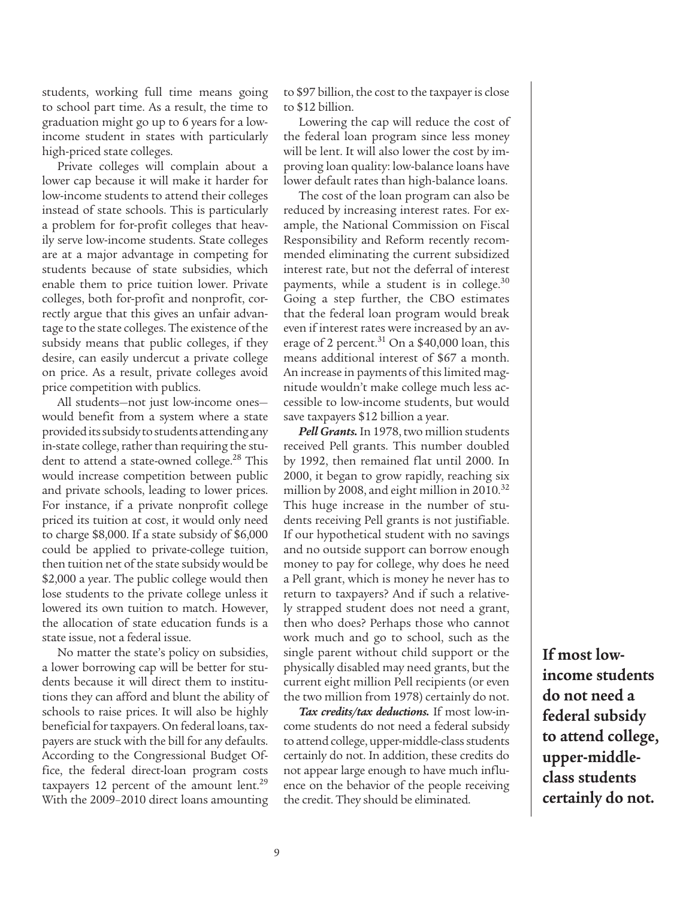students, working full time means going to school part time. As a result, the time to graduation might go up to 6 years for a low-income student in states with particularly high-priced state colleges.

Private colleges will complain about a lower cap because it will make it harder for low-income students to attend their colleges instead of state schools. This is particularly a problem for for-profit colleges that heavily serve low-income students. State colleges are at a major advantage in competing for students because of state subsidies, which enable them to price tuition lower. Private colleges, both for-profit and nonprofit, correctly argue that this gives an unfair advantage to the state colleges. The existence of the subsidy means that public colleges, if they desire, can easily undercut a private college on price. As a result, private colleges avoid price competition with publics.

All students—not just low-income ones—would benefit from a system where a state provided its subsidy to students attending any in-state college, rather than requiring the student to attend a state-owned college.[28] This would increase competition between public and private schools, leading to lower prices. For instance, if a private nonprofit college priced its tuition at cost, it would only need to charge $8,000. If a state subsidy of $6,000 could be applied to private-college tuition, then tuition net of the state subsidy would be $2,000 a year. The public college would then lose students to the private college unless it lowered its own tuition to match. However, the allocation of state education funds is a state issue, not a federal issue.

No matter the state's policy on subsidies, a lower borrowing cap will be better for students because it will direct them to institutions they can afford and blunt the ability of schools to raise prices. It will also be highly beneficial for taxpayers. On federal loans, taxpayers are stuck with the bill for any defaults. According to the Congressional Budget Office, the federal direct-loan program costs taxpayers 12 percent of the amount lent.[29] With the 2009–2010 direct loans amounting to $97 billion, the cost to the taxpayer is close to $12 billion.

Lowering the cap will reduce the cost of the federal loan program since less money will be lent. It will also lower the cost by improving loan quality: low-balance loans have lower default rates than high-balance loans.

The cost of the loan program can also be reduced by increasing interest rates. For example, the National Commission on Fiscal Responsibility and Reform recently recommended eliminating the current subsidized interest rate, but not the deferral of interest payments, while a student is in college.[30] Going a step further, the CBO estimates that the federal loan program would break even if interest rates were increased by an average of 2 percent.[31] On a $40,000 loan, this means additional interest of $67 a month. An increase in payments of this limited magnitude wouldn't make college much less accessible to low-income students, but would save taxpayers $12 billion a year.

***Pell Grants.*** In 1978, two million students received Pell grants. This number doubled by 1992, then remained flat until 2000. In 2000, it began to grow rapidly, reaching six million by 2008, and eight million in 2010.[32] This huge increase in the number of students receiving Pell grants is not justifiable. If our hypothetical student with no savings and no outside support can borrow enough money to pay for college, why does he need a Pell grant, which is money he never has to return to taxpayers? And if such a relatively strapped student does not need a grant, then who does? Perhaps those who cannot work much and go to school, such as the single parent without child support or the physically disabled may need grants, but the current eight million Pell recipients (or even the two million from 1978) certainly do not.

***Tax credits/tax deductions.*** If most low-income students do not need a federal subsidy to attend college, upper-middle-class students certainly do not. In addition, these credits do not appear large enough to have much influence on the behavior of the people receiving the credit. They should be eliminated.

**If most low-income students do not need a federal subsidy to attend college, upper-middle-class students certainly do not.**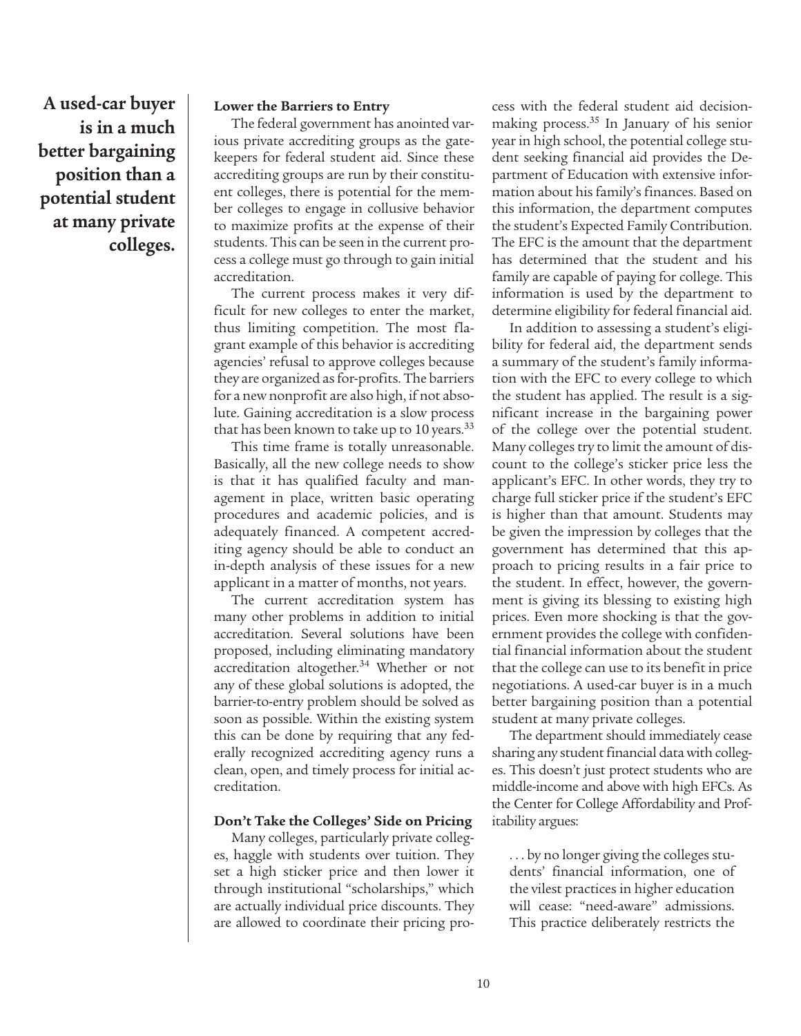**A used-car buyer is in a much better bargaining position than a potential student at many private colleges.**

### Lower the Barriers to Entry

The federal government has anointed various private accrediting groups as the gatekeepers for federal student aid. Since these accrediting groups are run by their constituent colleges, there is potential for the member colleges to engage in collusive behavior to maximize profits at the expense of their students. This can be seen in the current process a college must go through to gain initial accreditation.

The current process makes it very difficult for new colleges to enter the market, thus limiting competition. The most flagrant example of this behavior is accrediting agencies' refusal to approve colleges because they are organized as for-profits. The barriers for a new nonprofit are also high, if not absolute. Gaining accreditation is a slow process that has been known to take up to 10 years.[33]

This time frame is totally unreasonable. Basically, all the new college needs to show is that it has qualified faculty and management in place, written basic operating procedures and academic policies, and is adequately financed. A competent accrediting agency should be able to conduct an in-depth analysis of these issues for a new applicant in a matter of months, not years.

The current accreditation system has many other problems in addition to initial accreditation. Several solutions have been proposed, including eliminating mandatory accreditation altogether.[34] Whether or not any of these global solutions is adopted, the barrier-to-entry problem should be solved as soon as possible. Within the existing system this can be done by requiring that any federally recognized accrediting agency runs a clean, open, and timely process for initial accreditation.

### Don't Take the Colleges' Side on Pricing

Many colleges, particularly private colleges, haggle with students over tuition. They set a high sticker price and then lower it through institutional "scholarships," which are actually individual price discounts. They are allowed to coordinate their pricing process with the federal student aid decision-making process.[35] In January of his senior year in high school, the potential college student seeking financial aid provides the Department of Education with extensive information about his family's finances. Based on this information, the department computes the student's Expected Family Contribution. The EFC is the amount that the department has determined that the student and his family are capable of paying for college. This information is used by the department to determine eligibility for federal financial aid.

In addition to assessing a student's eligibility for federal aid, the department sends a summary of the student's family information with the EFC to every college to which the student has applied. The result is a significant increase in the bargaining power of the college over the potential student. Many colleges try to limit the amount of discount to the college's sticker price less the applicant's EFC. In other words, they try to charge full sticker price if the student's EFC is higher than that amount. Students may be given the impression by colleges that the government has determined that this approach to pricing results in a fair price to the student. In effect, however, the government is giving its blessing to existing high prices. Even more shocking is that the government provides the college with confidential financial information about the student that the college can use to its benefit in price negotiations. A used-car buyer is in a much better bargaining position than a potential student at many private colleges.

The department should immediately cease sharing any student financial data with colleges. This doesn't just protect students who are middle-income and above with high EFCs. As the Center for College Affordability and Profitability argues:

> . . . by no longer giving the colleges students' financial information, one of the vilest practices in higher education will cease: "need-aware" admissions. This practice deliberately restricts the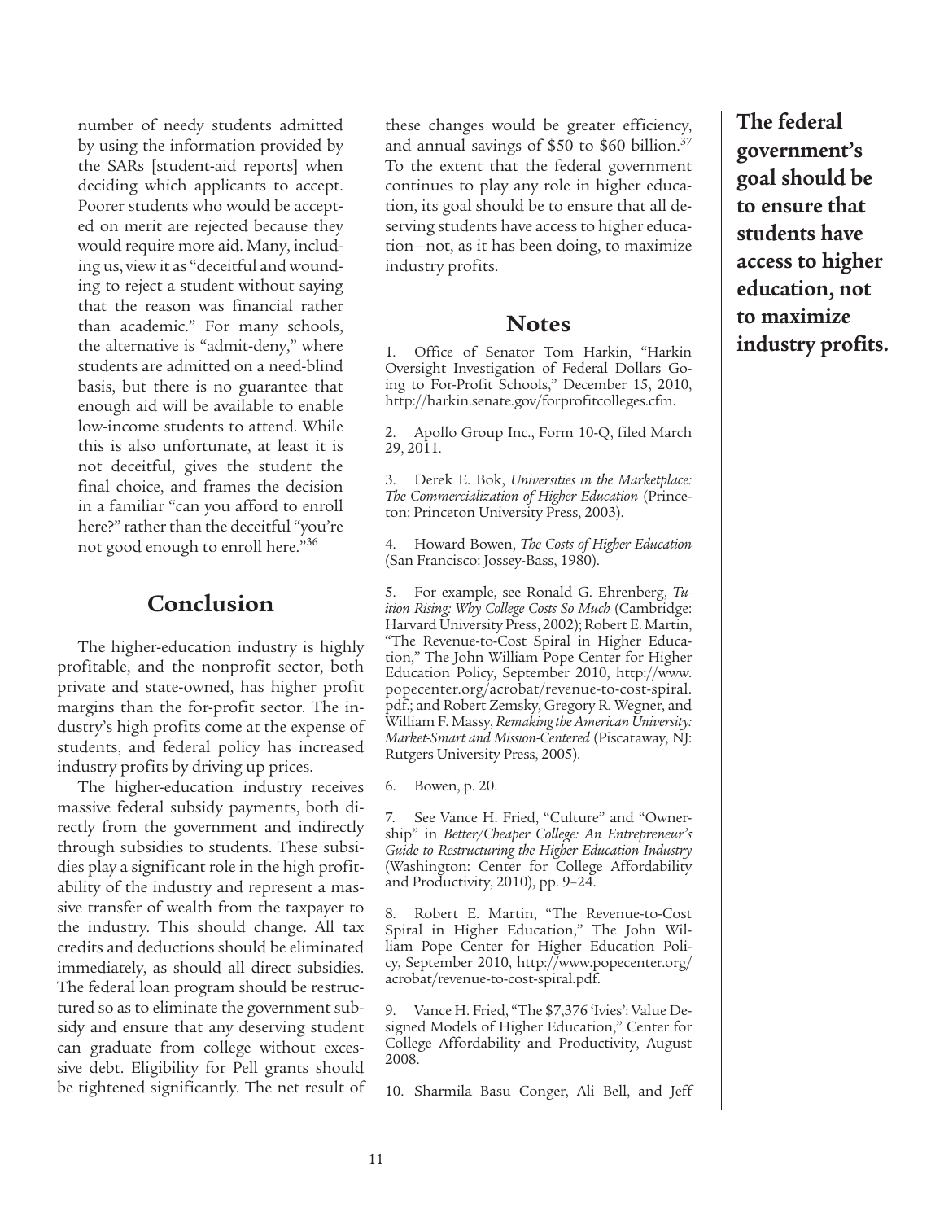number of needy students admitted by using the information provided by the SARs [student-aid reports] when deciding which applicants to accept. Poorer students who would be accepted on merit are rejected because they would require more aid. Many, including us, view it as "deceitful and wounding to reject a student without saying that the reason was financial rather than academic." For many schools, the alternative is "admit-deny," where students are admitted on a need-blind basis, but there is no guarantee that enough aid will be available to enable low-income students to attend. While this is also unfortunate, at least it is not deceitful, gives the student the final choice, and frames the decision in a familiar "can you afford to enroll here?" rather than the deceitful "you're not good enough to enroll here."[36]

## Conclusion

The higher-education industry is highly profitable, and the nonprofit sector, both private and state-owned, has higher profit margins than the for-profit sector. The industry's high profits come at the expense of students, and federal policy has increased industry profits by driving up prices.

The higher-education industry receives massive federal subsidy payments, both directly from the government and indirectly through subsidies to students. These subsidies play a significant role in the high profitability of the industry and represent a massive transfer of wealth from the taxpayer to the industry. This should change. All tax credits and deductions should be eliminated immediately, as should all direct subsidies. The federal loan program should be restructured so as to eliminate the government subsidy and ensure that any deserving student can graduate from college without excessive debt. Eligibility for Pell grants should be tightened significantly. The net result of these changes would be greater efficiency, and annual savings of $50 to $60 billion.[37] To the extent that the federal government continues to play any role in higher education, its goal should be to ensure that all deserving students have access to higher education—not, as it has been doing, to maximize industry profits.

**The federal government's goal should be to ensure that students have access to higher education, not to maximize industry profits.**

## Notes

1. Office of Senator Tom Harkin, "Harkin Oversight Investigation of Federal Dollars Going to For-Profit Schools," December 15, 2010, http://harkin.senate.gov/forprofitcolleges.cfm.

2. Apollo Group Inc., Form 10-Q, filed March 29, 2011.

3. Derek E. Bok, *Universities in the Marketplace: The Commercialization of Higher Education* (Princeton: Princeton University Press, 2003).

4. Howard Bowen, *The Costs of Higher Education* (San Francisco: Jossey-Bass, 1980).

5. For example, see Ronald G. Ehrenberg, *Tuition Rising: Why College Costs So Much* (Cambridge: Harvard University Press, 2002); Robert E. Martin, "The Revenue-to-Cost Spiral in Higher Education," The John William Pope Center for Higher Education Policy, September 2010, http://www.popecenter.org/acrobat/revenue-to-cost-spiral.pdf.; and Robert Zemsky, Gregory R. Wegner, and William F. Massy, *Remaking the American University: Market-Smart and Mission-Centered* (Piscataway, NJ: Rutgers University Press, 2005).

6. Bowen, p. 20.

7. See Vance H. Fried, "Culture" and "Ownership" in *Better/Cheaper College: An Entrepreneur's Guide to Restructuring the Higher Education Industry* (Washington: Center for College Affordability and Productivity, 2010), pp. 9–24.

8. Robert E. Martin, "The Revenue-to-Cost Spiral in Higher Education," The John William Pope Center for Higher Education Policy, September 2010, http://www.popecenter.org/acrobat/revenue-to-cost-spiral.pdf.

9. Vance H. Fried, "The $7,376 'Ivies': Value Designed Models of Higher Education," Center for College Affordability and Productivity, August 2008.

10. Sharmila Basu Conger, Ali Bell, and Jeff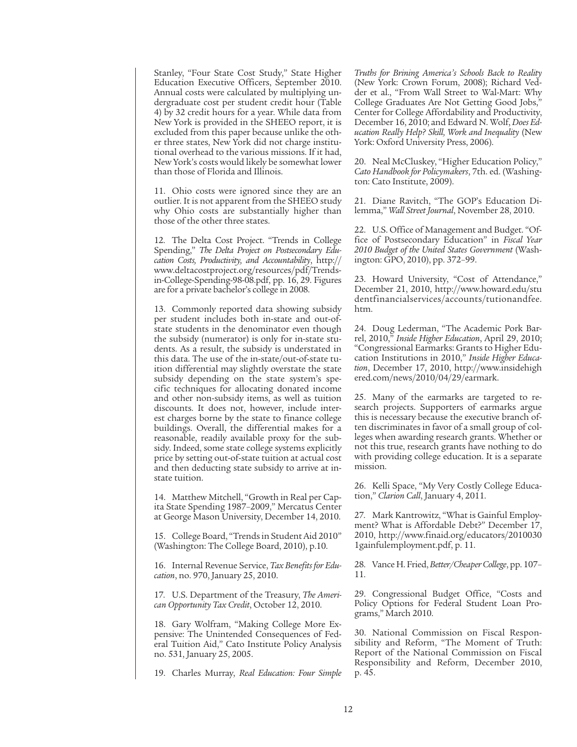Stanley, "Four State Cost Study," State Higher Education Executive Officers, September 2010. Annual costs were calculated by multiplying undergraduate cost per student credit hour (Table 4) by 32 credit hours for a year. While data from New York is provided in the SHEEO report, it is excluded from this paper because unlike the other three states, New York did not charge institutional overhead to the various missions. If it had, New York's costs would likely be somewhat lower than those of Florida and Illinois.

11. Ohio costs were ignored since they are an outlier. It is not apparent from the SHEEO study why Ohio costs are substantially higher than those of the other three states.

12. The Delta Cost Project. "Trends in College Spending," *The Delta Project on Postsecondary Education Costs, Productivity, and Accountability*, http://www.deltacostproject.org/resources/pdf/Trends-in-College-Spending-98-08.pdf, pp. 16, 29. Figures are for a private bachelor's college in 2008.

13. Commonly reported data showing subsidy per student includes both in-state and out-of-state students in the denominator even though the subsidy (numerator) is only for in-state students. As a result, the subsidy is understated in this data. The use of the in-state/out-of-state tuition differential may slightly overstate the state subsidy depending on the state system's specific techniques for allocating donated income and other non-subsidy items, as well as tuition discounts. It does not, however, include interest charges borne by the state to finance college buildings. Overall, the differential makes for a reasonable, readily available proxy for the subsidy. Indeed, some state college systems explicitly price by setting out-of-state tuition at actual cost and then deducting state subsidy to arrive at in-state tuition.

14. Matthew Mitchell, "Growth in Real per Capita State Spending 1987–2009," Mercatus Center at George Mason University, December 14, 2010.

15. College Board, "Trends in Student Aid 2010" (Washington: The College Board, 2010), p.10.

16. Internal Revenue Service, *Tax Benefits for Education*, no. 970, January 25, 2010.

17. U.S. Department of the Treasury, *The American Opportunity Tax Credit*, October 12, 2010.

18. Gary Wolfram, "Making College More Expensive: The Unintended Consequences of Federal Tuition Aid," Cato Institute Policy Analysis no. 531, January 25, 2005.

19. Charles Murray, *Real Education: Four Simple Truths for Brining America's Schools Back to Reality* (New York: Crown Forum, 2008); Richard Vedder et al., "From Wall Street to Wal-Mart: Why College Graduates Are Not Getting Good Jobs," Center for College Affordability and Productivity, December 16, 2010; and Edward N. Wolf, *Does Education Really Help? Skill, Work and Inequality* (New York: Oxford University Press, 2006).

20. Neal McCluskey, "Higher Education Policy," *Cato Handbook for Policymakers*, 7th. ed. (Washington: Cato Institute, 2009).

21. Diane Ravitch, "The GOP's Education Dilemma," *Wall Street Journal*, November 28, 2010.

22. U.S. Office of Management and Budget. "Office of Postsecondary Education" in *Fiscal Year 2010 Budget of the United States Government* (Washington: GPO, 2010), pp. 372–99.

23. Howard University, "Cost of Attendance," December 21, 2010, http://www.howard.edu/studentfinancialservices/accounts/tuitionandfee.htm.

24. Doug Lederman, "The Academic Pork Barrel, 2010," *Inside Higher Education*, April 29, 2010; "Congressional Earmarks: Grants to Higher Education Institutions in 2010," *Inside Higher Education*, December 17, 2010, http://www.insidehighered.com/news/2010/04/29/earmark.

25. Many of the earmarks are targeted to research projects. Supporters of earmarks argue this is necessary because the executive branch often discriminates in favor of a small group of colleges when awarding research grants. Whether or not this true, research grants have nothing to do with providing college education. It is a separate mission.

26. Kelli Space, "My Very Costly College Education," *Clarion Call*, January 4, 2011.

27. Mark Kantrowitz, "What is Gainful Employment? What is Affordable Debt?" December 17, 2010, http://www.finaid.org/educators/20100301gainfulemployment.pdf, p. 11.

28. Vance H. Fried, *Better/Cheaper College*, pp. 107–11.

29. Congressional Budget Office, "Costs and Policy Options for Federal Student Loan Programs," March 2010.

30. National Commission on Fiscal Responsibility and Reform, "The Moment of Truth: Report of the National Commission on Fiscal Responsibility and Reform, December 2010, p. 45.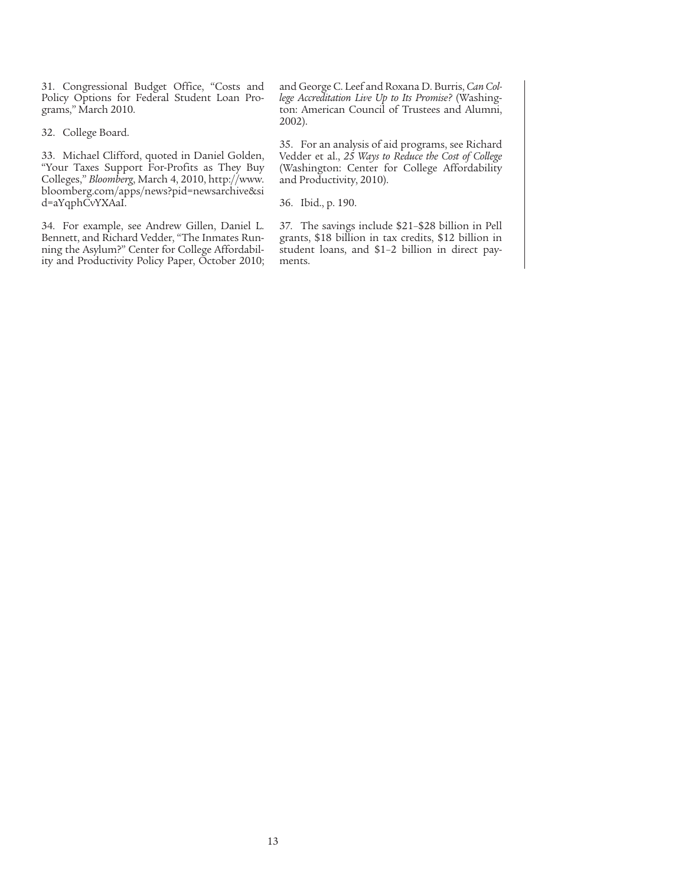31. Congressional Budget Office, "Costs and Policy Options for Federal Student Loan Programs," March 2010.

32. College Board.

33. Michael Clifford, quoted in Daniel Golden, "Your Taxes Support For-Profits as They Buy Colleges," *Bloomberg*, March 4, 2010, http://www.bloomberg.com/apps/news?pid=newsarchive&sid=aYqphCvYXAaI.

34. For example, see Andrew Gillen, Daniel L. Bennett, and Richard Vedder, "The Inmates Running the Asylum?" Center for College Affordability and Productivity Policy Paper, October 2010; and George C. Leef and Roxana D. Burris, *Can College Accreditation Live Up to Its Promise?* (Washington: American Council of Trustees and Alumni, 2002).

35. For an analysis of aid programs, see Richard Vedder et al., *25 Ways to Reduce the Cost of College* (Washington: Center for College Affordability and Productivity, 2010).

36. Ibid., p. 190.

37. The savings include $21–$28 billion in Pell grants, $18 billion in tax credits, $12 billion in student loans, and $1–2 billion in direct payments.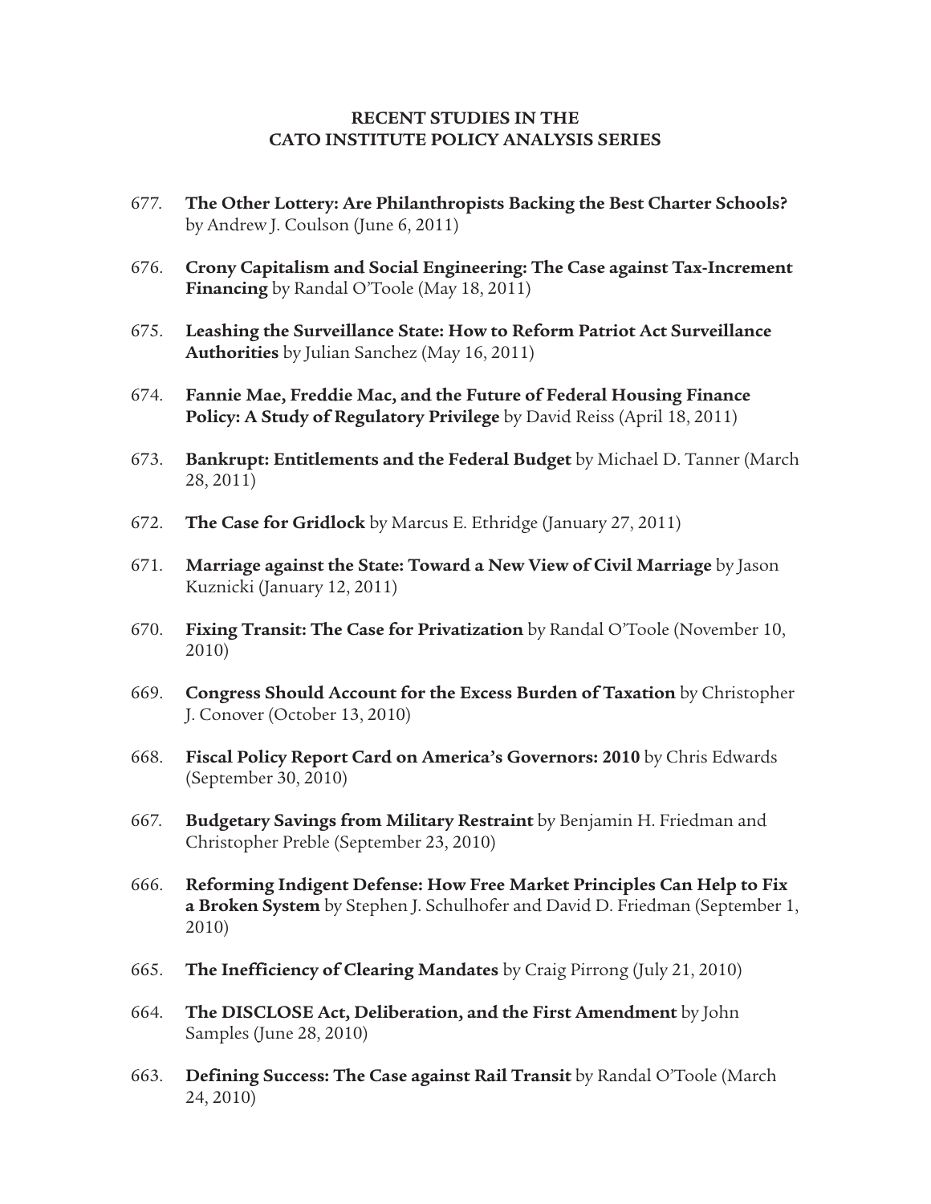## RECENT STUDIES IN THE CATO INSTITUTE POLICY ANALYSIS SERIES

677. **The Other Lottery: Are Philanthropists Backing the Best Charter Schools?** by Andrew J. Coulson (June 6, 2011)

676. **Crony Capitalism and Social Engineering: The Case against Tax-Increment Financing** by Randal O'Toole (May 18, 2011)

675. **Leashing the Surveillance State: How to Reform Patriot Act Surveillance Authorities** by Julian Sanchez (May 16, 2011)

674. **Fannie Mae, Freddie Mac, and the Future of Federal Housing Finance Policy: A Study of Regulatory Privilege** by David Reiss (April 18, 2011)

673. **Bankrupt: Entitlements and the Federal Budget** by Michael D. Tanner (March 28, 2011)

672. **The Case for Gridlock** by Marcus E. Ethridge (January 27, 2011)

671. **Marriage against the State: Toward a New View of Civil Marriage** by Jason Kuznicki (January 12, 2011)

670. **Fixing Transit: The Case for Privatization** by Randal O'Toole (November 10, 2010)

669. **Congress Should Account for the Excess Burden of Taxation** by Christopher J. Conover (October 13, 2010)

668. **Fiscal Policy Report Card on America's Governors: 2010** by Chris Edwards (September 30, 2010)

667. **Budgetary Savings from Military Restraint** by Benjamin H. Friedman and Christopher Preble (September 23, 2010)

666. **Reforming Indigent Defense: How Free Market Principles Can Help to Fix a Broken System** by Stephen J. Schulhofer and David D. Friedman (September 1, 2010)

665. **The Inefficiency of Clearing Mandates** by Craig Pirrong (July 21, 2010)

664. **The DISCLOSE Act, Deliberation, and the First Amendment** by John Samples (June 28, 2010)

663. **Defining Success: The Case against Rail Transit** by Randal O'Toole (March 24, 2010)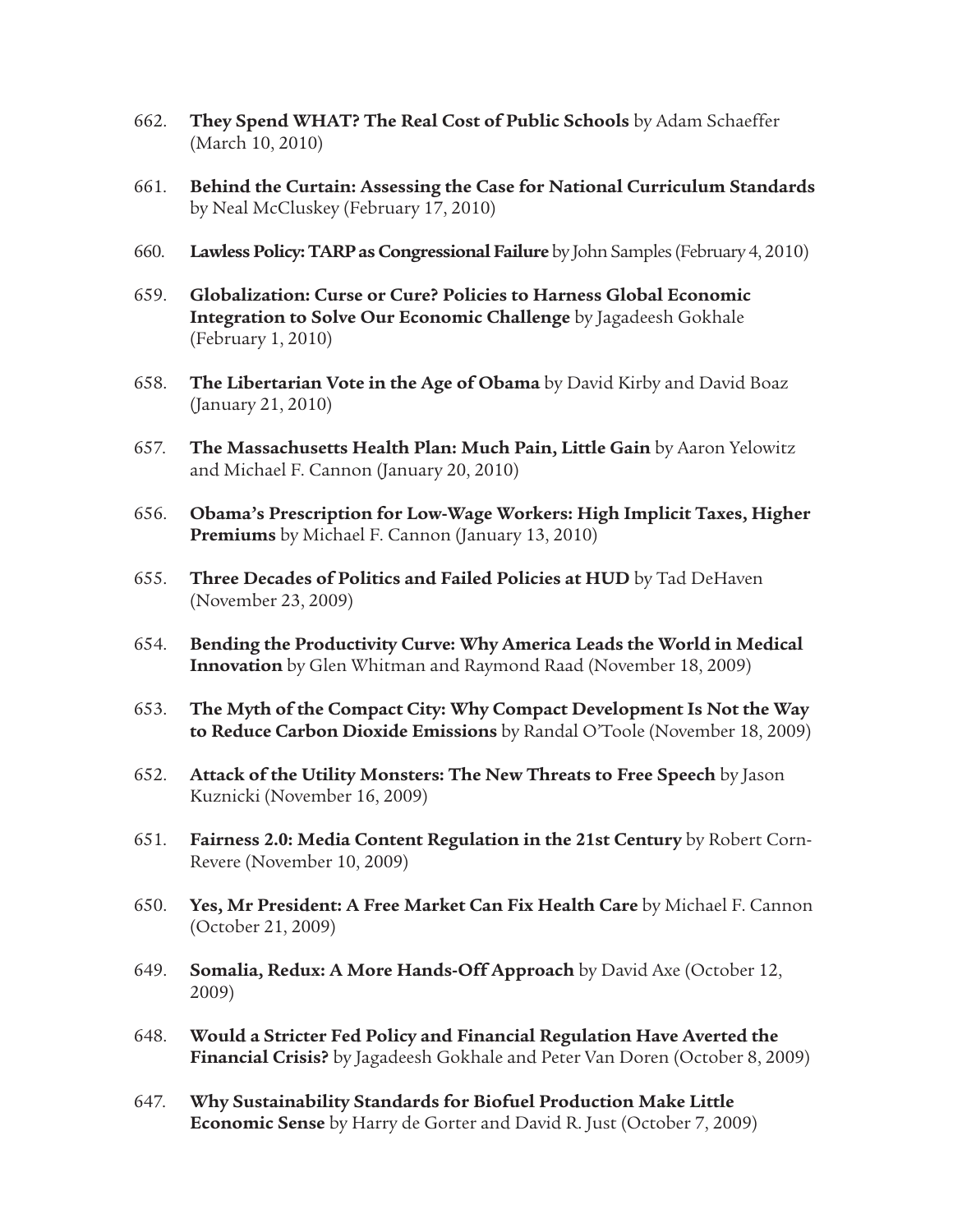662. **They Spend WHAT? The Real Cost of Public Schools** by Adam Schaeffer (March 10, 2010)

661. **Behind the Curtain: Assessing the Case for National Curriculum Standards** by Neal McCluskey (February 17, 2010)

660. **Lawless Policy: TARP as Congressional Failure** by John Samples (February 4, 2010)

659. **Globalization: Curse or Cure? Policies to Harness Global Economic Integration to Solve Our Economic Challenge** by Jagadeesh Gokhale (February 1, 2010)

658. **The Libertarian Vote in the Age of Obama** by David Kirby and David Boaz (January 21, 2010)

657. **The Massachusetts Health Plan: Much Pain, Little Gain** by Aaron Yelowitz and Michael F. Cannon (January 20, 2010)

656. **Obama's Prescription for Low-Wage Workers: High Implicit Taxes, Higher Premiums** by Michael F. Cannon (January 13, 2010)

655. **Three Decades of Politics and Failed Policies at HUD** by Tad DeHaven (November 23, 2009)

654. **Bending the Productivity Curve: Why America Leads the World in Medical Innovation** by Glen Whitman and Raymond Raad (November 18, 2009)

653. **The Myth of the Compact City: Why Compact Development Is Not the Way to Reduce Carbon Dioxide Emissions** by Randal O'Toole (November 18, 2009)

652. **Attack of the Utility Monsters: The New Threats to Free Speech** by Jason Kuznicki (November 16, 2009)

651. **Fairness 2.0: Media Content Regulation in the 21st Century** by Robert Corn-Revere (November 10, 2009)

650. **Yes, Mr President: A Free Market Can Fix Health Care** by Michael F. Cannon (October 21, 2009)

649. **Somalia, Redux: A More Hands-Off Approach** by David Axe (October 12, 2009)

648. **Would a Stricter Fed Policy and Financial Regulation Have Averted the Financial Crisis?** by Jagadeesh Gokhale and Peter Van Doren (October 8, 2009)

647. **Why Sustainability Standards for Biofuel Production Make Little Economic Sense** by Harry de Gorter and David R. Just (October 7, 2009)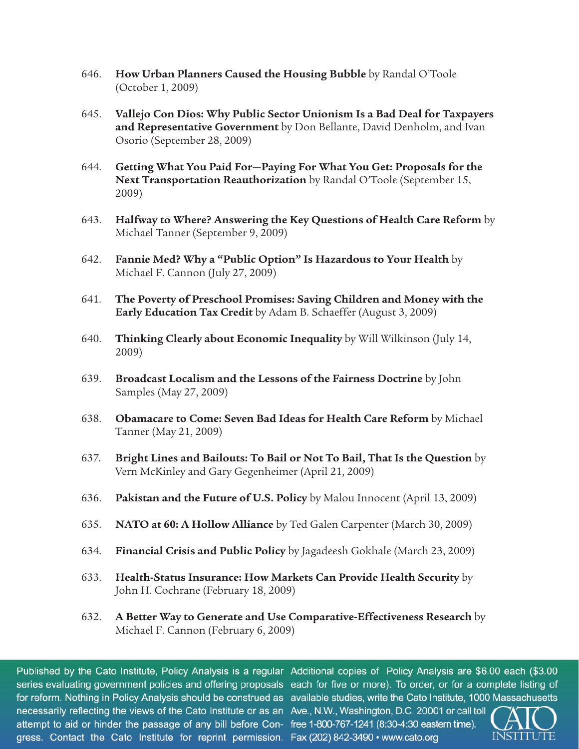646. **How Urban Planners Caused the Housing Bubble** by Randal O'Toole (October 1, 2009)

645. **Vallejo Con Dios: Why Public Sector Unionism Is a Bad Deal for Taxpayers and Representative Government** by Don Bellante, David Denholm, and Ivan Osorio (September 28, 2009)

644. **Getting What You Paid For—Paying For What You Get: Proposals for the Next Transportation Reauthorization** by Randal O'Toole (September 15, 2009)

643. **Halfway to Where? Answering the Key Questions of Health Care Reform** by Michael Tanner (September 9, 2009)

642. **Fannie Med? Why a "Public Option" Is Hazardous to Your Health** by Michael F. Cannon (July 27, 2009)

641. **The Poverty of Preschool Promises: Saving Children and Money with the Early Education Tax Credit** by Adam B. Schaeffer (August 3, 2009)

640. **Thinking Clearly about Economic Inequality** by Will Wilkinson (July 14, 2009)

639. **Broadcast Localism and the Lessons of the Fairness Doctrine** by John Samples (May 27, 2009)

638. **Obamacare to Come: Seven Bad Ideas for Health Care Reform** by Michael Tanner (May 21, 2009)

637. **Bright Lines and Bailouts: To Bail or Not To Bail, That Is the Question** by Vern McKinley and Gary Gegenheimer (April 21, 2009)

636. **Pakistan and the Future of U.S. Policy** by Malou Innocent (April 13, 2009)

635. **NATO at 60: A Hollow Alliance** by Ted Galen Carpenter (March 30, 2009)

634. **Financial Crisis and Public Policy** by Jagadeesh Gokhale (March 23, 2009)

633. **Health-Status Insurance: How Markets Can Provide Health Security** by John H. Cochrane (February 18, 2009)

632. **A Better Way to Generate and Use Comparative-Effectiveness Research** by Michael F. Cannon (February 6, 2009)

Published by the Cato Institute, Policy Analysis is a regular series evaluating government policies and offering proposals for reform. Nothing in Policy Analysis should be construed as necessarily reflecting the views of the Cato Institute or as an attempt to aid or hinder the passage of any bill before Congress. Contact the Cato Institute for reprint permission.

Additional copies of Policy Analysis are $6.00 each ($3.00 each for five or more). To order, or for a complete listing of available studies, write the Cato Institute, 1000 Massachusetts Ave., N.W., Washington, D.C. 20001 or call toll free 1-800-767-1241 (8:30-4:30 eastern time). Fax (202) 842-3490 • www.cato.org

CATO INSTITUTE